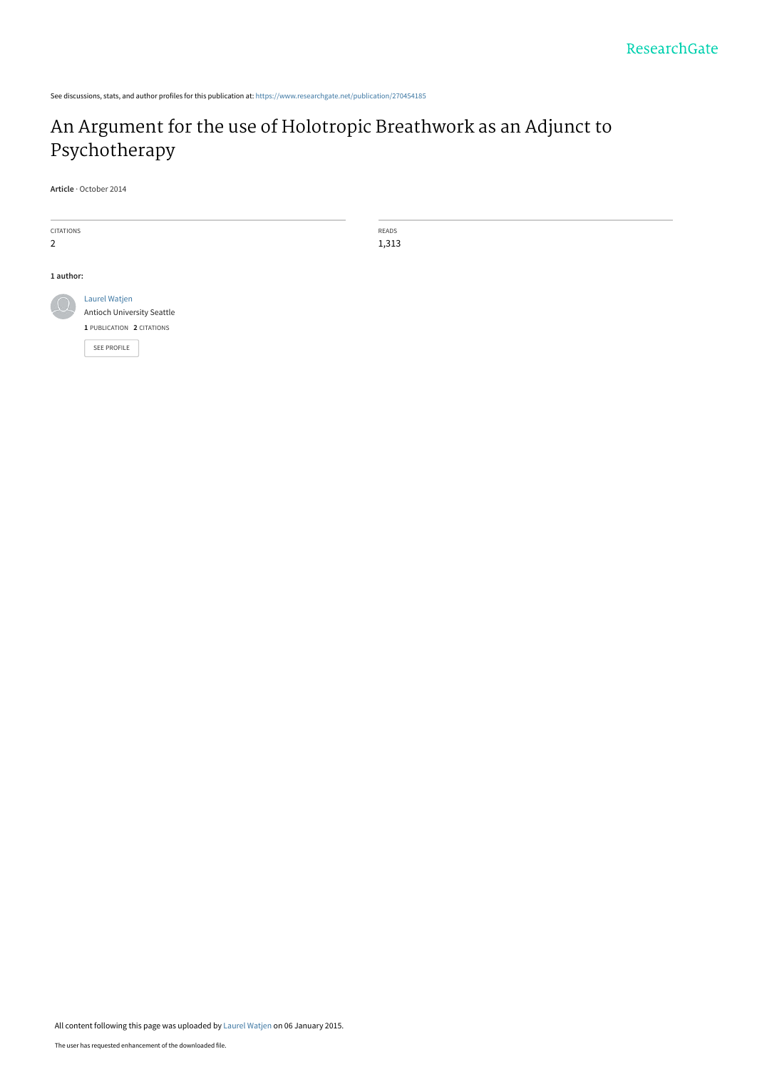See discussions, stats, and author profiles for this publication at: https://www.researchgate.net/publication/270454185

# An Argument for the use of Holotropic Breathwork as an Adjunct to Psychotherapy

**Article** · October 2014

| CITATIONS | READS |
| --- | --- |
| 2 | 1,313 |

**1 author:**

Laurel Watjen
Antioch University Seattle
**1** PUBLICATION **2** CITATIONS

SEE PROFILE

All content following this page was uploaded by Laurel Watjen on 06 January 2015.

The user has requested enhancement of the downloaded file.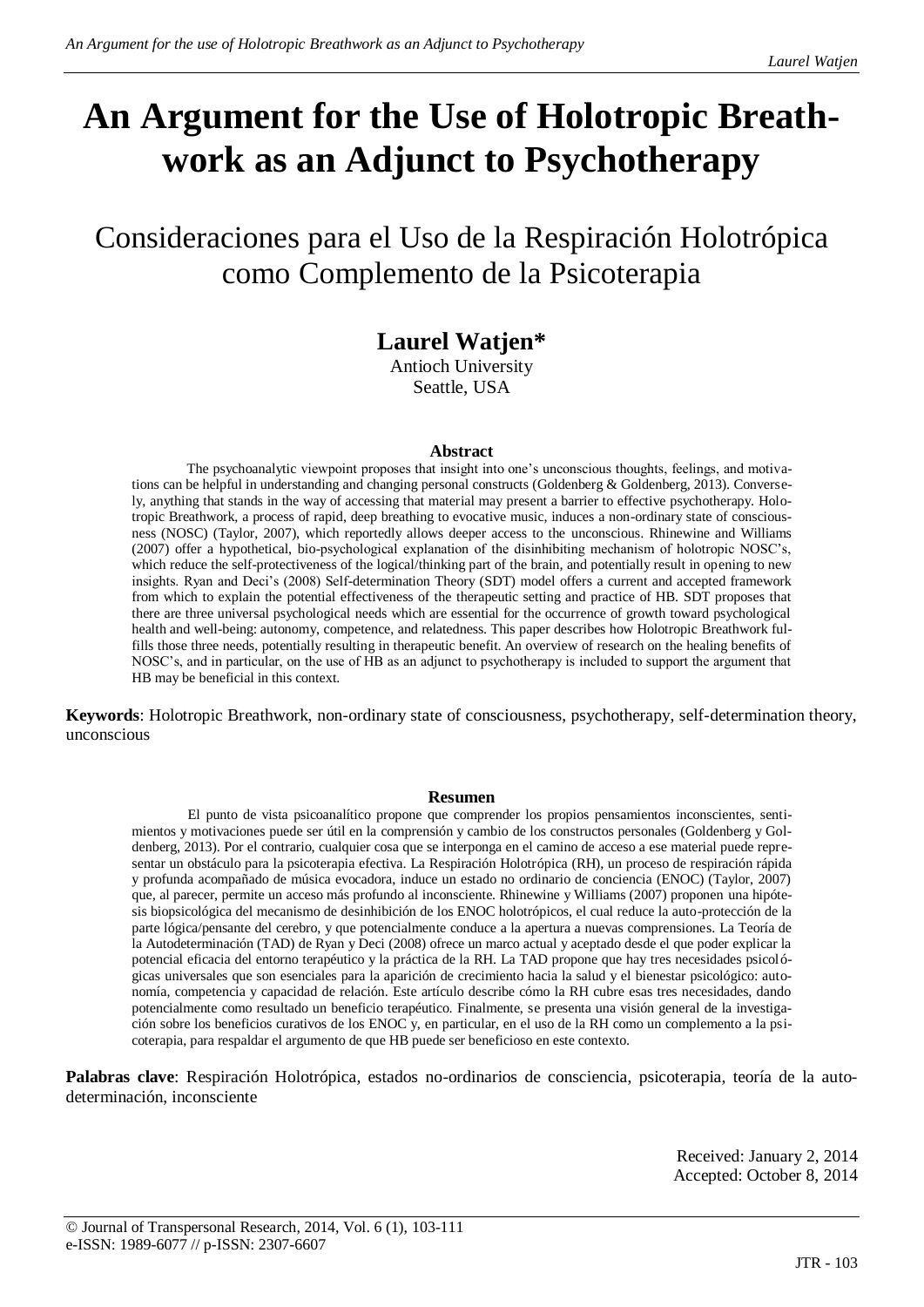# An Argument for the Use of Holotropic Breathwork as an Adjunct to Psychotherapy

## Consideraciones para el Uso de la Respiración Holotrópica como Complemento de la Psicoterapia

**Laurel Watjen***

Antioch University
Seattle, USA

### Abstract

The psychoanalytic viewpoint proposes that insight into one's unconscious thoughts, feelings, and motivations can be helpful in understanding and changing personal constructs (Goldenberg & Goldenberg, 2013). Conversely, anything that stands in the way of accessing that material may present a barrier to effective psychotherapy. Holotropic Breathwork, a process of rapid, deep breathing to evocative music, induces a non-ordinary state of consciousness (NOSC) (Taylor, 2007), which reportedly allows deeper access to the unconscious. Rhinewine and Williams (2007) offer a hypothetical, bio-psychological explanation of the disinhibiting mechanism of holotropic NOSC's, which reduce the self-protectiveness of the logical/thinking part of the brain, and potentially result in opening to new insights. Ryan and Deci's (2008) Self-determination Theory (SDT) model offers a current and accepted framework from which to explain the potential effectiveness of the therapeutic setting and practice of HB. SDT proposes that there are three universal psychological needs which are essential for the occurrence of growth toward psychological health and well-being: autonomy, competence, and relatedness. This paper describes how Holotropic Breathwork fulfills those three needs, potentially resulting in therapeutic benefit. An overview of research on the healing benefits of NOSC's, and in particular, on the use of HB as an adjunct to psychotherapy is included to support the argument that HB may be beneficial in this context.

**Keywords**: Holotropic Breathwork, non-ordinary state of consciousness, psychotherapy, self-determination theory, unconscious

### Resumen

El punto de vista psicoanalítico propone que comprender los propios pensamientos inconscientes, sentimientos y motivaciones puede ser útil en la comprensión y cambio de los constructos personales (Goldenberg y Goldenberg, 2013). Por el contrario, cualquier cosa que se interponga en el camino de acceso a ese material puede representar un obstáculo para la psicoterapia efectiva. La Respiración Holotrópica (RH), un proceso de respiración rápida y profunda acompañado de música evocadora, induce un estado no ordinario de conciencia (ENOC) (Taylor, 2007) que, al parecer, permite un acceso más profundo al inconsciente. Rhinewine y Williams (2007) proponen una hipótesis biopsicológica del mecanismo de desinhibición de los ENOC holotrópicos, el cual reduce la auto-protección de la parte lógica/pensante del cerebro, y que potencialmente conduce a la apertura a nuevas comprensiones. La Teoría de la Autodeterminación (TAD) de Ryan y Deci (2008) ofrece un marco actual y aceptado desde el que poder explicar la potencial eficacia del entorno terapéutico y la práctica de la RH. La TAD propone que hay tres necesidades psicológicas universales que son esenciales para la aparición de crecimiento hacia la salud y el bienestar psicológico: autonomía, competencia y capacidad de relación. Este artículo describe cómo la RH cubre esas tres necesidades, dando potencialmente como resultado un beneficio terapéutico. Finalmente, se presenta una visión general de la investigación sobre los beneficios curativos de los ENOC y, en particular, en el uso de la RH como un complemento a la psicoterapia, para respaldar el argumento de que HB puede ser beneficioso en este contexto.

**Palabras clave**: Respiración Holotrópica, estados no-ordinarios de consciencia, psicoterapia, teoría de la autodeterminación, inconsciente

Received: January 2, 2014
Accepted: October 8, 2014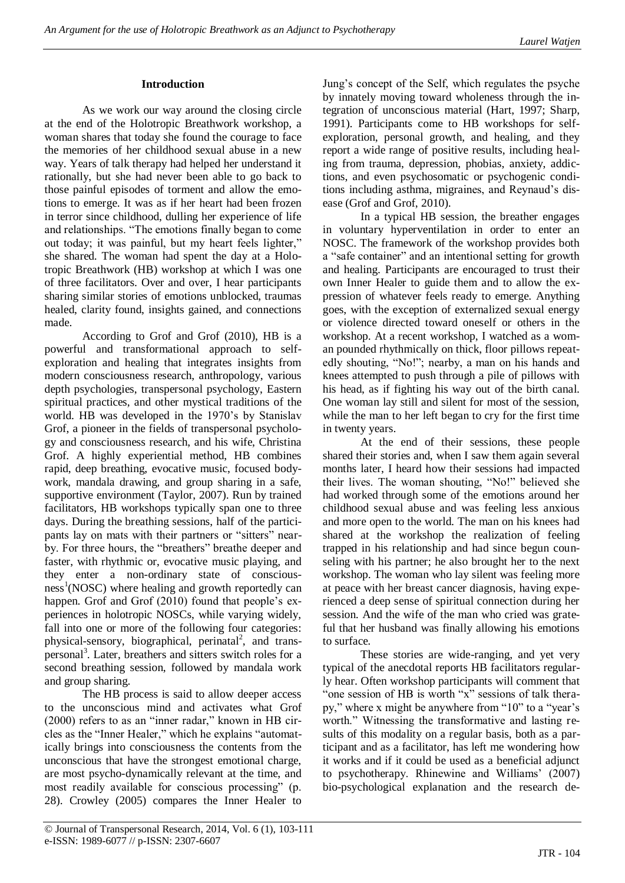## Introduction

As we work our way around the closing circle at the end of the Holotropic Breathwork workshop, a woman shares that today she found the courage to face the memories of her childhood sexual abuse in a new way. Years of talk therapy had helped her understand it rationally, but she had never been able to go back to those painful episodes of torment and allow the emotions to emerge. It was as if her heart had been frozen in terror since childhood, dulling her experience of life and relationships. "The emotions finally began to come out today; it was painful, but my heart feels lighter," she shared. The woman had spent the day at a Holotropic Breathwork (HB) workshop at which I was one of three facilitators. Over and over, I hear participants sharing similar stories of emotions unblocked, traumas healed, clarity found, insights gained, and connections made.

According to Grof and Grof (2010), HB is a powerful and transformational approach to self-exploration and healing that integrates insights from modern consciousness research, anthropology, various depth psychologies, transpersonal psychology, Eastern spiritual practices, and other mystical traditions of the world. HB was developed in the 1970's by Stanislav Grof, a pioneer in the fields of transpersonal psychology and consciousness research, and his wife, Christina Grof. A highly experiential method, HB combines rapid, deep breathing, evocative music, focused bodywork, mandala drawing, and group sharing in a safe, supportive environment (Taylor, 2007). Run by trained facilitators, HB workshops typically span one to three days. During the breathing sessions, half of the participants lay on mats with their partners or "sitters" nearby. For three hours, the "breathers" breathe deeper and faster, with rhythmic or, evocative music playing, and they enter a non-ordinary state of consciousness[1](NOSC) where healing and growth reportedly can happen. Grof and Grof (2010) found that people's experiences in holotropic NOSCs, while varying widely, fall into one or more of the following four categories: physical-sensory, biographical, perinatal[2], and transpersonal[3]. Later, breathers and sitters switch roles for a second breathing session, followed by mandala work and group sharing.

The HB process is said to allow deeper access to the unconscious mind and activates what Grof (2000) refers to as an "inner radar," known in HB circles as the "Inner Healer," which he explains "automatically brings into consciousness the contents from the unconscious that have the strongest emotional charge, are most psycho-dynamically relevant at the time, and most readily available for conscious processing" (p. 28). Crowley (2005) compares the Inner Healer to Jung's concept of the Self, which regulates the psyche by innately moving toward wholeness through the integration of unconscious material (Hart, 1997; Sharp, 1991). Participants come to HB workshops for self-exploration, personal growth, and healing, and they report a wide range of positive results, including healing from trauma, depression, phobias, anxiety, addictions, and even psychosomatic or psychogenic conditions including asthma, migraines, and Reynaud's disease (Grof and Grof, 2010).

In a typical HB session, the breather engages in voluntary hyperventilation in order to enter an NOSC. The framework of the workshop provides both a "safe container" and an intentional setting for growth and healing. Participants are encouraged to trust their own Inner Healer to guide them and to allow the expression of whatever feels ready to emerge. Anything goes, with the exception of externalized sexual energy or violence directed toward oneself or others in the workshop. At a recent workshop, I watched as a woman pounded rhythmically on thick, floor pillows repeatedly shouting, "No!"; nearby, a man on his hands and knees attempted to push through a pile of pillows with his head, as if fighting his way out of the birth canal. One woman lay still and silent for most of the session, while the man to her left began to cry for the first time in twenty years.

At the end of their sessions, these people shared their stories and, when I saw them again several months later, I heard how their sessions had impacted their lives. The woman shouting, "No!" believed she had worked through some of the emotions around her childhood sexual abuse and was feeling less anxious and more open to the world. The man on his knees had shared at the workshop the realization of feeling trapped in his relationship and had since begun counseling with his partner; he also brought her to the next workshop. The woman who lay silent was feeling more at peace with her breast cancer diagnosis, having experienced a deep sense of spiritual connection during her session. And the wife of the man who cried was grateful that her husband was finally allowing his emotions to surface.

These stories are wide-ranging, and yet very typical of the anecdotal reports HB facilitators regularly hear. Often workshop participants will comment that "one session of HB is worth "x" sessions of talk therapy," where x might be anywhere from "10" to a "year's worth." Witnessing the transformative and lasting results of this modality on a regular basis, both as a participant and as a facilitator, has left me wondering how it works and if it could be used as a beneficial adjunct to psychotherapy. Rhinewine and Williams' (2007) bio-psychological explanation and the research de-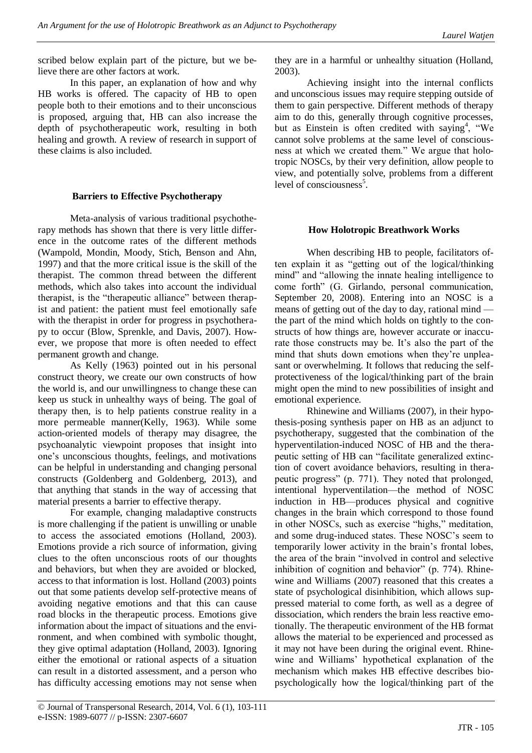scribed below explain part of the picture, but we believe there are other factors at work.

In this paper, an explanation of how and why HB works is offered. The capacity of HB to open people both to their emotions and to their unconscious is proposed, arguing that, HB can also increase the depth of psychotherapeutic work, resulting in both healing and growth. A review of research in support of these claims is also included.

## Barriers to Effective Psychotherapy

Meta-analysis of various traditional psychotherapy methods has shown that there is very little difference in the outcome rates of the different methods (Wampold, Mondin, Moody, Stich, Benson and Ahn, 1997) and that the more critical issue is the skill of the therapist. The common thread between the different methods, which also takes into account the individual therapist, is the "therapeutic alliance" between therapist and patient: the patient must feel emotionally safe with the therapist in order for progress in psychotherapy to occur (Blow, Sprenkle, and Davis, 2007). However, we propose that more is often needed to effect permanent growth and change.

As Kelly (1963) pointed out in his personal construct theory, we create our own constructs of how the world is, and our unwillingness to change these can keep us stuck in unhealthy ways of being. The goal of therapy then, is to help patients construe reality in a more permeable manner(Kelly, 1963). While some action-oriented models of therapy may disagree, the psychoanalytic viewpoint proposes that insight into one's unconscious thoughts, feelings, and motivations can be helpful in understanding and changing personal constructs (Goldenberg and Goldenberg, 2013), and that anything that stands in the way of accessing that material presents a barrier to effective therapy.

For example, changing maladaptive constructs is more challenging if the patient is unwilling or unable to access the associated emotions (Holland, 2003). Emotions provide a rich source of information, giving clues to the often unconscious roots of our thoughts and behaviors, but when they are avoided or blocked, access to that information is lost. Holland (2003) points out that some patients develop self-protective means of avoiding negative emotions and that this can cause road blocks in the therapeutic process. Emotions give information about the impact of situations and the environment, and when combined with symbolic thought, they give optimal adaptation (Holland, 2003). Ignoring either the emotional or rational aspects of a situation can result in a distorted assessment, and a person who has difficulty accessing emotions may not sense when they are in a harmful or unhealthy situation (Holland, 2003).

Achieving insight into the internal conflicts and unconscious issues may require stepping outside of them to gain perspective. Different methods of therapy aim to do this, generally through cognitive processes, but as Einstein is often credited with saying[4], "We cannot solve problems at the same level of consciousness at which we created them." We argue that holotropic NOSCs, by their very definition, allow people to view, and potentially solve, problems from a different level of consciousness[5].

## How Holotropic Breathwork Works

When describing HB to people, facilitators often explain it as "getting out of the logical/thinking mind" and "allowing the innate healing intelligence to come forth" (G. Girlando, personal communication, September 20, 2008). Entering into an NOSC is a means of getting out of the day to day, rational mind — the part of the mind which holds on tightly to the constructs of how things are, however accurate or inaccurate those constructs may be. It's also the part of the mind that shuts down emotions when they're unpleasant or overwhelming. It follows that reducing the self-protectiveness of the logical/thinking part of the brain might open the mind to new possibilities of insight and emotional experience.

Rhinewine and Williams (2007), in their hypothesis-posing synthesis paper on HB as an adjunct to psychotherapy, suggested that the combination of the hyperventilation-induced NOSC of HB and the therapeutic setting of HB can "facilitate generalized extinction of covert avoidance behaviors, resulting in therapeutic progress" (p. 771). They noted that prolonged, intentional hyperventilation—the method of NOSC induction in HB—produces physical and cognitive changes in the brain which correspond to those found in other NOSCs, such as exercise "highs," meditation, and some drug-induced states. These NOSC's seem to temporarily lower activity in the brain's frontal lobes, the area of the brain "involved in control and selective inhibition of cognition and behavior" (p. 774). Rhinewine and Williams (2007) reasoned that this creates a state of psychological disinhibition, which allows suppressed material to come forth, as well as a degree of dissociation, which renders the brain less reactive emotionally. The therapeutic environment of the HB format allows the material to be experienced and processed as it may not have been during the original event. Rhinewine and Williams' hypothetical explanation of the mechanism which makes HB effective describes biopsychologically how the logical/thinking part of the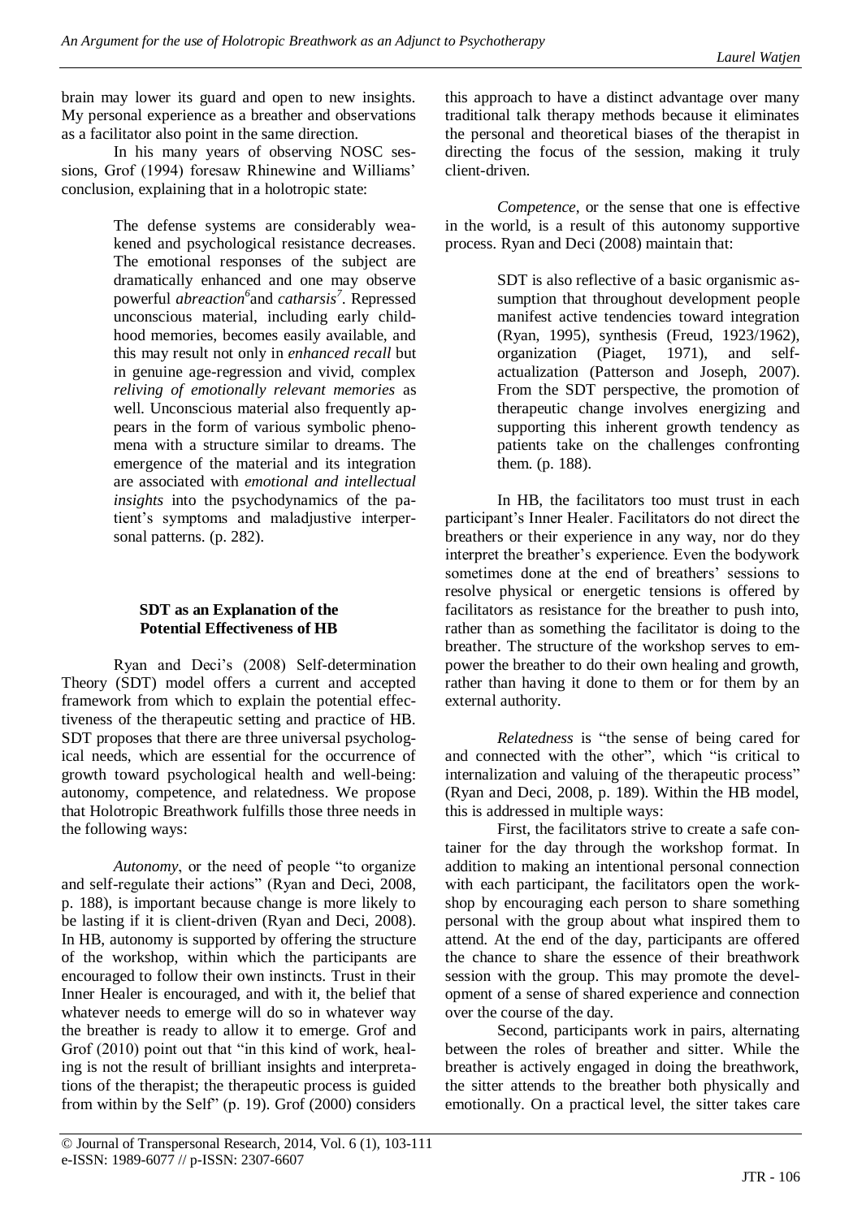brain may lower its guard and open to new insights. My personal experience as a breather and observations as a facilitator also point in the same direction.

In his many years of observing NOSC sessions, Grof (1994) foresaw Rhinewine and Williams' conclusion, explaining that in a holotropic state:

> The defense systems are considerably weakened and psychological resistance decreases. The emotional responses of the subject are dramatically enhanced and one may observe powerful *abreaction*[6] and *catharsis*[7]. Repressed unconscious material, including early childhood memories, becomes easily available, and this may result not only in *enhanced recall* but in genuine age-regression and vivid, complex *reliving of emotionally relevant memories* as well. Unconscious material also frequently appears in the form of various symbolic phenomena with a structure similar to dreams. The emergence of the material and its integration are associated with *emotional and intellectual insights* into the psychodynamics of the patient's symptoms and maladjustive interpersonal patterns. (p. 282).

### SDT as an Explanation of the Potential Effectiveness of HB

Ryan and Deci's (2008) Self-determination Theory (SDT) model offers a current and accepted framework from which to explain the potential effectiveness of the therapeutic setting and practice of HB. SDT proposes that there are three universal psychological needs, which are essential for the occurrence of growth toward psychological health and well-being: autonomy, competence, and relatedness. We propose that Holotropic Breathwork fulfills those three needs in the following ways:

*Autonomy*, or the need of people "to organize and self-regulate their actions" (Ryan and Deci, 2008, p. 188), is important because change is more likely to be lasting if it is client-driven (Ryan and Deci, 2008). In HB, autonomy is supported by offering the structure of the workshop, within which the participants are encouraged to follow their own instincts. Trust in their Inner Healer is encouraged, and with it, the belief that whatever needs to emerge will do so in whatever way the breather is ready to allow it to emerge. Grof and Grof (2010) point out that "in this kind of work, healing is not the result of brilliant insights and interpretations of the therapist; the therapeutic process is guided from within by the Self" (p. 19). Grof (2000) considers this approach to have a distinct advantage over many traditional talk therapy methods because it eliminates the personal and theoretical biases of the therapist in directing the focus of the session, making it truly client-driven.

*Competence*, or the sense that one is effective in the world, is a result of this autonomy supportive process. Ryan and Deci (2008) maintain that:

> SDT is also reflective of a basic organismic assumption that throughout development people manifest active tendencies toward integration (Ryan, 1995), synthesis (Freud, 1923/1962), organization (Piaget, 1971), and self-actualization (Patterson and Joseph, 2007). From the SDT perspective, the promotion of therapeutic change involves energizing and supporting this inherent growth tendency as patients take on the challenges confronting them. (p. 188).

In HB, the facilitators too must trust in each participant's Inner Healer. Facilitators do not direct the breathers or their experience in any way, nor do they interpret the breather's experience. Even the bodywork sometimes done at the end of breathers' sessions to resolve physical or energetic tensions is offered by facilitators as resistance for the breather to push into, rather than as something the facilitator is doing to the breather. The structure of the workshop serves to empower the breather to do their own healing and growth, rather than having it done to them or for them by an external authority.

*Relatedness* is "the sense of being cared for and connected with the other", which "is critical to internalization and valuing of the therapeutic process" (Ryan and Deci, 2008, p. 189). Within the HB model, this is addressed in multiple ways:

First, the facilitators strive to create a safe container for the day through the workshop format. In addition to making an intentional personal connection with each participant, the facilitators open the workshop by encouraging each person to share something personal with the group about what inspired them to attend. At the end of the day, participants are offered the chance to share the essence of their breathwork session with the group. This may promote the development of a sense of shared experience and connection over the course of the day.

Second, participants work in pairs, alternating between the roles of breather and sitter. While the breather is actively engaged in doing the breathwork, the sitter attends to the breather both physically and emotionally. On a practical level, the sitter takes care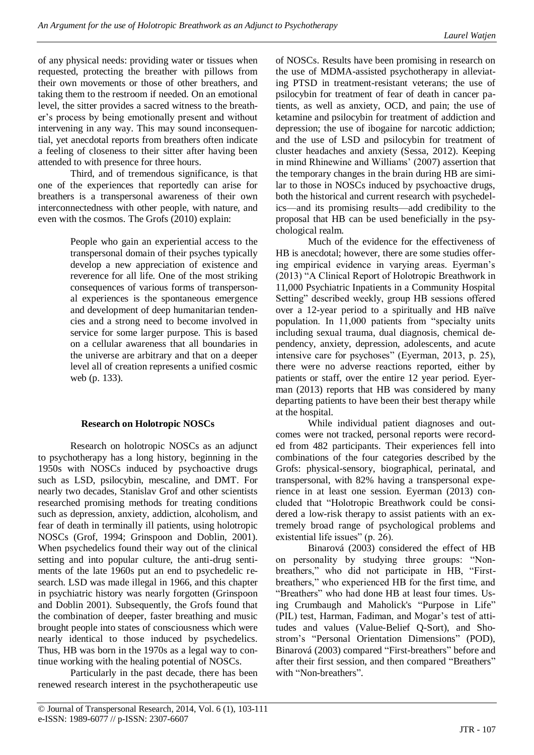of any physical needs: providing water or tissues when requested, protecting the breather with pillows from their own movements or those of other breathers, and taking them to the restroom if needed. On an emotional level, the sitter provides a sacred witness to the breather's process by being emotionally present and without intervening in any way. This may sound inconsequential, yet anecdotal reports from breathers often indicate a feeling of closeness to their sitter after having been attended to with presence for three hours.

Third, and of tremendous significance, is that one of the experiences that reportedly can arise for breathers is a transpersonal awareness of their own interconnectedness with other people, with nature, and even with the cosmos. The Grofs (2010) explain:

> People who gain an experiential access to the transpersonal domain of their psyches typically develop a new appreciation of existence and reverence for all life. One of the most striking consequences of various forms of transpersonal experiences is the spontaneous emergence and development of deep humanitarian tendencies and a strong need to become involved in service for some larger purpose. This is based on a cellular awareness that all boundaries in the universe are arbitrary and that on a deeper level all of creation represents a unified cosmic web (p. 133).

## Research on Holotropic NOSCs

Research on holotropic NOSCs as an adjunct to psychotherapy has a long history, beginning in the 1950s with NOSCs induced by psychoactive drugs such as LSD, psilocybin, mescaline, and DMT. For nearly two decades, Stanislav Grof and other scientists researched promising methods for treating conditions such as depression, anxiety, addiction, alcoholism, and fear of death in terminally ill patients, using holotropic NOSCs (Grof, 1994; Grinspoon and Doblin, 2001). When psychedelics found their way out of the clinical setting and into popular culture, the anti-drug sentiments of the late 1960s put an end to psychedelic research. LSD was made illegal in 1966, and this chapter in psychiatric history was nearly forgotten (Grinspoon and Doblin 2001). Subsequently, the Grofs found that the combination of deeper, faster breathing and music brought people into states of consciousness which were nearly identical to those induced by psychedelics. Thus, HB was born in the 1970s as a legal way to continue working with the healing potential of NOSCs.

Particularly in the past decade, there has been renewed research interest in the psychotherapeutic use of NOSCs. Results have been promising in research on the use of MDMA-assisted psychotherapy in alleviating PTSD in treatment-resistant veterans; the use of psilocybin for treatment of fear of death in cancer patients, as well as anxiety, OCD, and pain; the use of ketamine and psilocybin for treatment of addiction and depression; the use of ibogaine for narcotic addiction; and the use of LSD and psilocybin for treatment of cluster headaches and anxiety (Sessa, 2012). Keeping in mind Rhinewine and Williams' (2007) assertion that the temporary changes in the brain during HB are similar to those in NOSCs induced by psychoactive drugs, both the historical and current research with psychedelics—and its promising results—add credibility to the proposal that HB can be used beneficially in the psychological realm.

Much of the evidence for the effectiveness of HB is anecdotal; however, there are some studies offering empirical evidence in varying areas. Eyerman's (2013) "A Clinical Report of Holotropic Breathwork in 11,000 Psychiatric Inpatients in a Community Hospital Setting" described weekly, group HB sessions offered over a 12-year period to a spiritually and HB naïve population. In 11,000 patients from "specialty units including sexual trauma, dual diagnosis, chemical dependency, anxiety, depression, adolescents, and acute intensive care for psychoses" (Eyerman, 2013, p. 25), there were no adverse reactions reported, either by patients or staff, over the entire 12 year period. Eyerman (2013) reports that HB was considered by many departing patients to have been their best therapy while at the hospital.

While individual patient diagnoses and outcomes were not tracked, personal reports were recorded from 482 participants. Their experiences fell into combinations of the four categories described by the Grofs: physical-sensory, biographical, perinatal, and transpersonal, with 82% having a transpersonal experience in at least one session. Eyerman (2013) concluded that "Holotropic Breathwork could be considered a low-risk therapy to assist patients with an extremely broad range of psychological problems and existential life issues" (p. 26).

Binarová (2003) considered the effect of HB on personality by studying three groups: "Non-breathers," who did not participate in HB, "First-breathers," who experienced HB for the first time, and "Breathers" who had done HB at least four times. Using Crumbaugh and Maholick's "Purpose in Life" (PIL) test, Harman, Fadiman, and Mogar's test of attitudes and values (Value-Belief Q-Sort), and Shostrom's "Personal Orientation Dimensions" (POD), Binarová (2003) compared "First-breathers" before and after their first session, and then compared "Breathers" with "Non-breathers".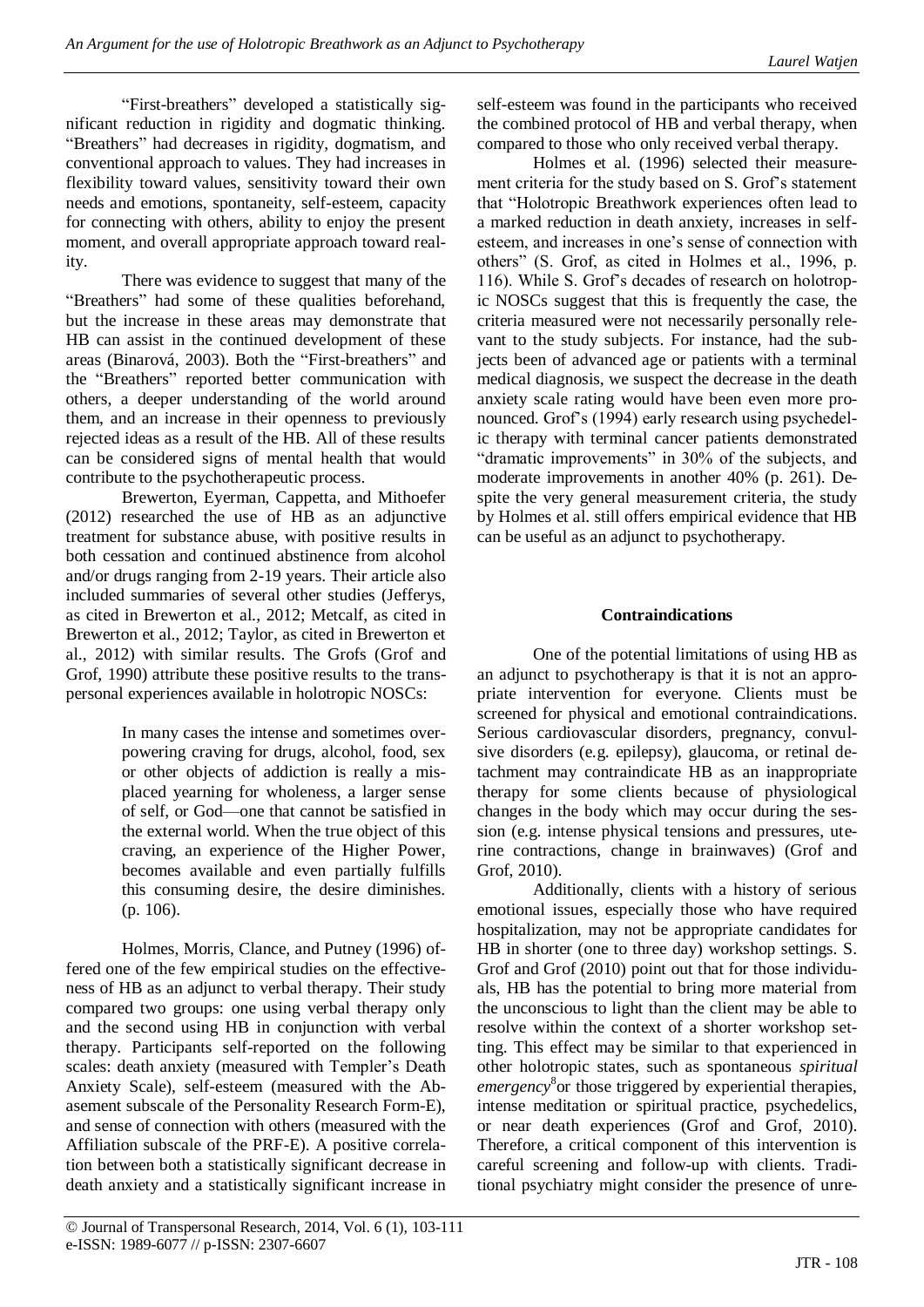"First-breathers" developed a statistically significant reduction in rigidity and dogmatic thinking. "Breathers" had decreases in rigidity, dogmatism, and conventional approach to values. They had increases in flexibility toward values, sensitivity toward their own needs and emotions, spontaneity, self-esteem, capacity for connecting with others, ability to enjoy the present moment, and overall appropriate approach toward reality.

There was evidence to suggest that many of the "Breathers" had some of these qualities beforehand, but the increase in these areas may demonstrate that HB can assist in the continued development of these areas (Binarová, 2003). Both the "First-breathers" and the "Breathers" reported better communication with others, a deeper understanding of the world around them, and an increase in their openness to previously rejected ideas as a result of the HB. All of these results can be considered signs of mental health that would contribute to the psychotherapeutic process.

Brewerton, Eyerman, Cappetta, and Mithoefer (2012) researched the use of HB as an adjunctive treatment for substance abuse, with positive results in both cessation and continued abstinence from alcohol and/or drugs ranging from 2-19 years. Their article also included summaries of several other studies (Jefferys, as cited in Brewerton et al., 2012; Metcalf, as cited in Brewerton et al., 2012; Taylor, as cited in Brewerton et al., 2012) with similar results. The Grofs (Grof and Grof, 1990) attribute these positive results to the transpersonal experiences available in holotropic NOSCs:

> In many cases the intense and sometimes overpowering craving for drugs, alcohol, food, sex or other objects of addiction is really a misplaced yearning for wholeness, a larger sense of self, or God—one that cannot be satisfied in the external world. When the true object of this craving, an experience of the Higher Power, becomes available and even partially fulfills this consuming desire, the desire diminishes. (p. 106).

Holmes, Morris, Clance, and Putney (1996) offered one of the few empirical studies on the effectiveness of HB as an adjunct to verbal therapy. Their study compared two groups: one using verbal therapy only and the second using HB in conjunction with verbal therapy. Participants self-reported on the following scales: death anxiety (measured with Templer's Death Anxiety Scale), self-esteem (measured with the Abasement subscale of the Personality Research Form-E), and sense of connection with others (measured with the Affiliation subscale of the PRF-E). A positive correlation between both a statistically significant decrease in death anxiety and a statistically significant increase in self-esteem was found in the participants who received the combined protocol of HB and verbal therapy, when compared to those who only received verbal therapy.

Holmes et al. (1996) selected their measurement criteria for the study based on S. Grof's statement that "Holotropic Breathwork experiences often lead to a marked reduction in death anxiety, increases in self-esteem, and increases in one's sense of connection with others" (S. Grof, as cited in Holmes et al., 1996, p. 116). While S. Grof's decades of research on holotropic NOSCs suggest that this is frequently the case, the criteria measured were not necessarily personally relevant to the study subjects. For instance, had the subjects been of advanced age or patients with a terminal medical diagnosis, we suspect the decrease in the death anxiety scale rating would have been even more pronounced. Grof's (1994) early research using psychedelic therapy with terminal cancer patients demonstrated "dramatic improvements" in 30% of the subjects, and moderate improvements in another 40% (p. 261). Despite the very general measurement criteria, the study by Holmes et al. still offers empirical evidence that HB can be useful as an adjunct to psychotherapy.

## Contraindications

One of the potential limitations of using HB as an adjunct to psychotherapy is that it is not an appropriate intervention for everyone. Clients must be screened for physical and emotional contraindications. Serious cardiovascular disorders, pregnancy, convulsive disorders (e.g. epilepsy), glaucoma, or retinal detachment may contraindicate HB as an inappropriate therapy for some clients because of physiological changes in the body which may occur during the session (e.g. intense physical tensions and pressures, uterine contractions, change in brainwaves) (Grof and Grof, 2010).

Additionally, clients with a history of serious emotional issues, especially those who have required hospitalization, may not be appropriate candidates for HB in shorter (one to three day) workshop settings. S. Grof and Grof (2010) point out that for those individuals, HB has the potential to bring more material from the unconscious to light than the client may be able to resolve within the context of a shorter workshop setting. This effect may be similar to that experienced in other holotropic states, such as spontaneous *spiritual emergency*[8] or those triggered by experiential therapies, intense meditation or spiritual practice, psychedelics, or near death experiences (Grof and Grof, 2010). Therefore, a critical component of this intervention is careful screening and follow-up with clients. Traditional psychiatry might consider the presence of unre-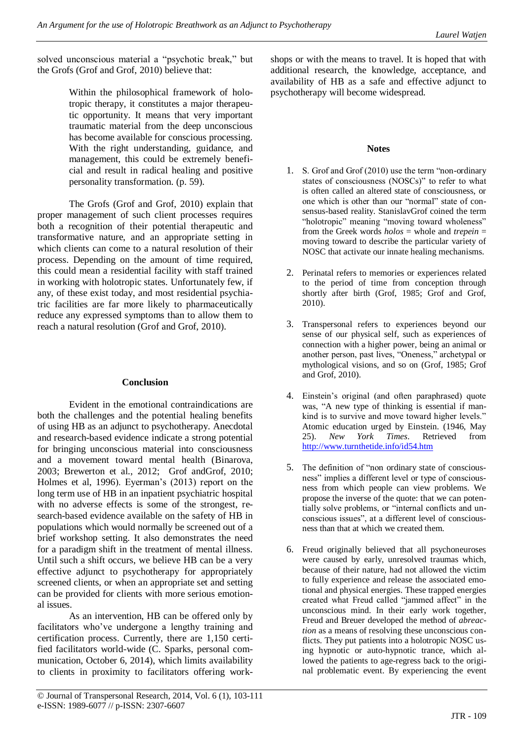solved unconscious material a "psychotic break," but the Grofs (Grof and Grof, 2010) believe that:

> Within the philosophical framework of holotropic therapy, it constitutes a major therapeutic opportunity. It means that very important traumatic material from the deep unconscious has become available for conscious processing. With the right understanding, guidance, and management, this could be extremely beneficial and result in radical healing and positive personality transformation. (p. 59).

The Grofs (Grof and Grof, 2010) explain that proper management of such client processes requires both a recognition of their potential therapeutic and transformative nature, and an appropriate setting in which clients can come to a natural resolution of their process. Depending on the amount of time required, this could mean a residential facility with staff trained in working with holotropic states. Unfortunately few, if any, of these exist today, and most residential psychiatric facilities are far more likely to pharmaceutically reduce any expressed symptoms than to allow them to reach a natural resolution (Grof and Grof, 2010).

## Conclusion

Evident in the emotional contraindications are both the challenges and the potential healing benefits of using HB as an adjunct to psychotherapy. Anecdotal and research-based evidence indicate a strong potential for bringing unconscious material into consciousness and a movement toward mental health (Binarova, 2003; Brewerton et al., 2012; Grof andGrof, 2010; Holmes et al, 1996). Eyerman's (2013) report on the long term use of HB in an inpatient psychiatric hospital with no adverse effects is some of the strongest, research-based evidence available on the safety of HB in populations which would normally be screened out of a brief workshop setting. It also demonstrates the need for a paradigm shift in the treatment of mental illness. Until such a shift occurs, we believe HB can be a very effective adjunct to psychotherapy for appropriately screened clients, or when an appropriate set and setting can be provided for clients with more serious emotional issues.

As an intervention, HB can be offered only by facilitators who've undergone a lengthy training and certification process. Currently, there are 1,150 certified facilitators world-wide (C. Sparks, personal communication, October 6, 2014), which limits availability to clients in proximity to facilitators offering workshops or with the means to travel. It is hoped that with additional research, the knowledge, acceptance, and availability of HB as a safe and effective adjunct to psychotherapy will become widespread.

## Notes

1. S. Grof and Grof (2010) use the term "non-ordinary states of consciousness (NOSCs)" to refer to what is often called an altered state of consciousness, or one which is other than our "normal" state of consensus-based reality. StanislavGrof coined the term "holotropic" meaning "moving toward wholeness" from the Greek words *holos* = whole and *trepein* = moving toward to describe the particular variety of NOSC that activate our innate healing mechanisms.

2. Perinatal refers to memories or experiences related to the period of time from conception through shortly after birth (Grof, 1985; Grof and Grof, 2010).

3. Transpersonal refers to experiences beyond our sense of our physical self, such as experiences of connection with a higher power, being an animal or another person, past lives, "Oneness," archetypal or mythological visions, and so on (Grof, 1985; Grof and Grof, 2010).

4. Einstein's original (and often paraphrased) quote was, "A new type of thinking is essential if mankind is to survive and move toward higher levels." Atomic education urged by Einstein. (1946, May 25). *New York Times*. Retrieved from http://www.turnthetide.info/id54.htm

5. The definition of "non ordinary state of consciousness" implies a different level or type of consciousness from which people can view problems. We propose the inverse of the quote: that we can potentially solve problems, or "internal conflicts and unconscious issues", at a different level of consciousness than that at which we created them.

6. Freud originally believed that all psychoneuroses were caused by early, unresolved traumas which, because of their nature, had not allowed the victim to fully experience and release the associated emotional and physical energies. These trapped energies created what Freud called "jammed affect" in the unconscious mind. In their early work together, Freud and Breuer developed the method of *abreaction* as a means of resolving these unconscious conflicts. They put patients into a holotropic NOSC using hypnotic or auto-hypnotic trance, which allowed the patients to age-regress back to the original problematic event. By experiencing the event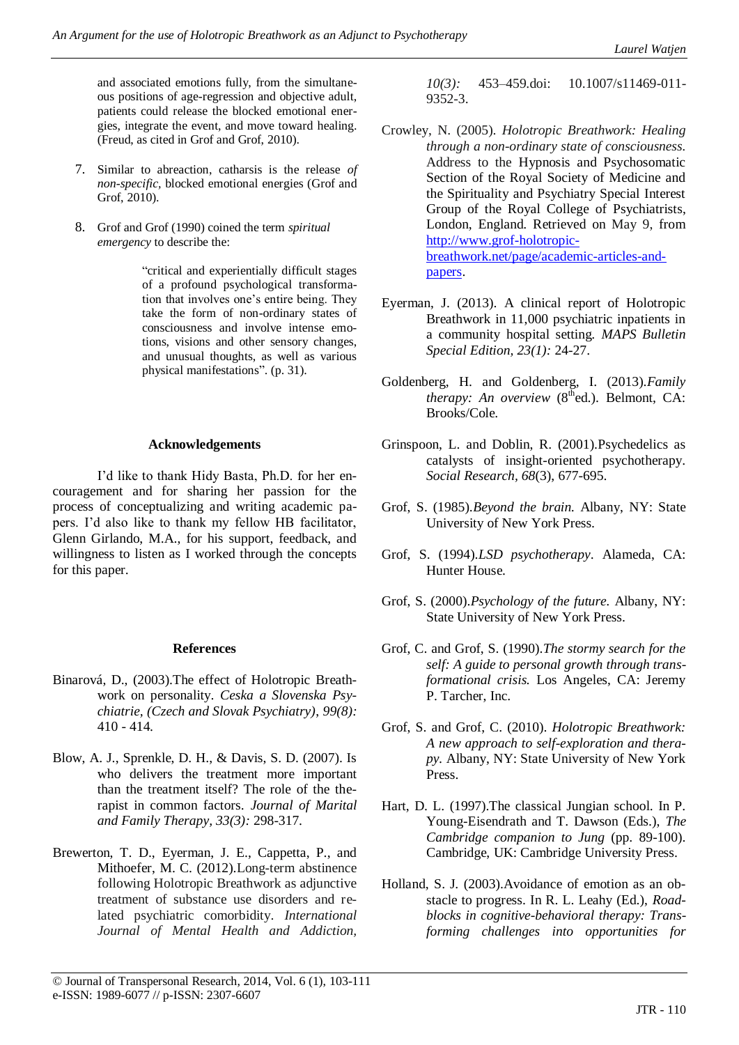and associated emotions fully, from the simultaneous positions of age-regression and objective adult, patients could release the blocked emotional energies, integrate the event, and move toward healing. (Freud, as cited in Grof and Grof, 2010).

7. Similar to abreaction, catharsis is the release *of non-specific*, blocked emotional energies (Grof and Grof, 2010).

8. Grof and Grof (1990) coined the term *spiritual emergency* to describe the:

   > "critical and experientially difficult stages of a profound psychological transformation that involves one's entire being. They take the form of non-ordinary states of consciousness and involve intense emotions, visions and other sensory changes, and unusual thoughts, as well as various physical manifestations". (p. 31).

## Acknowledgements

I'd like to thank Hidy Basta, Ph.D. for her encouragement and for sharing her passion for the process of conceptualizing and writing academic papers. I'd also like to thank my fellow HB facilitator, Glenn Girlando, M.A., for his support, feedback, and willingness to listen as I worked through the concepts for this paper.

## References

Binarová, D., (2003).The effect of Holotropic Breathwork on personality. *Ceska a Slovenska Psychiatrie, (Czech and Slovak Psychiatry), 99(8):* 410 - 414.

Blow, A. J., Sprenkle, D. H., & Davis, S. D. (2007). Is who delivers the treatment more important than the treatment itself? The role of the therapist in common factors. *Journal of Marital and Family Therapy, 33(3):* 298-317.

Brewerton, T. D., Eyerman, J. E., Cappetta, P., and Mithoefer, M. C. (2012).Long-term abstinence following Holotropic Breathwork as adjunctive treatment of substance use disorders and related psychiatric comorbidity. *International Journal of Mental Health and Addiction, 10(3):* 453–459.doi: 10.1007/s11469-011-9352-3.

Crowley, N. (2005). *Holotropic Breathwork: Healing through a non-ordinary state of consciousness.* Address to the Hypnosis and Psychosomatic Section of the Royal Society of Medicine and the Spirituality and Psychiatry Special Interest Group of the Royal College of Psychiatrists, London, England. Retrieved on May 9, from http://www.grof-holotropic-breathwork.net/page/academic-articles-and-papers.

Eyerman, J. (2013). A clinical report of Holotropic Breathwork in 11,000 psychiatric inpatients in a community hospital setting. *MAPS Bulletin Special Edition, 23(1):* 24-27.

Goldenberg, H. and Goldenberg, I. (2013).*Family therapy: An overview* (8th ed.). Belmont, CA: Brooks/Cole.

Grinspoon, L. and Doblin, R. (2001).Psychedelics as catalysts of insight-oriented psychotherapy. *Social Research, 68*(3), 677-695.

Grof, S. (1985).*Beyond the brain.* Albany, NY: State University of New York Press.

Grof, S. (1994).*LSD psychotherapy*. Alameda, CA: Hunter House.

Grof, S. (2000).*Psychology of the future.* Albany, NY: State University of New York Press.

Grof, C. and Grof, S. (1990).*The stormy search for the self: A guide to personal growth through transformational crisis.* Los Angeles, CA: Jeremy P. Tarcher, Inc.

Grof, S. and Grof, C. (2010). *Holotropic Breathwork: A new approach to self-exploration and therapy.* Albany, NY: State University of New York Press.

Hart, D. L. (1997).The classical Jungian school. In P. Young-Eisendrath and T. Dawson (Eds.), *The Cambridge companion to Jung* (pp. 89-100). Cambridge, UK: Cambridge University Press.

Holland, S. J. (2003).Avoidance of emotion as an obstacle to progress. In R. L. Leahy (Ed.), *Roadblocks in cognitive-behavioral therapy: Transforming challenges into opportunities for*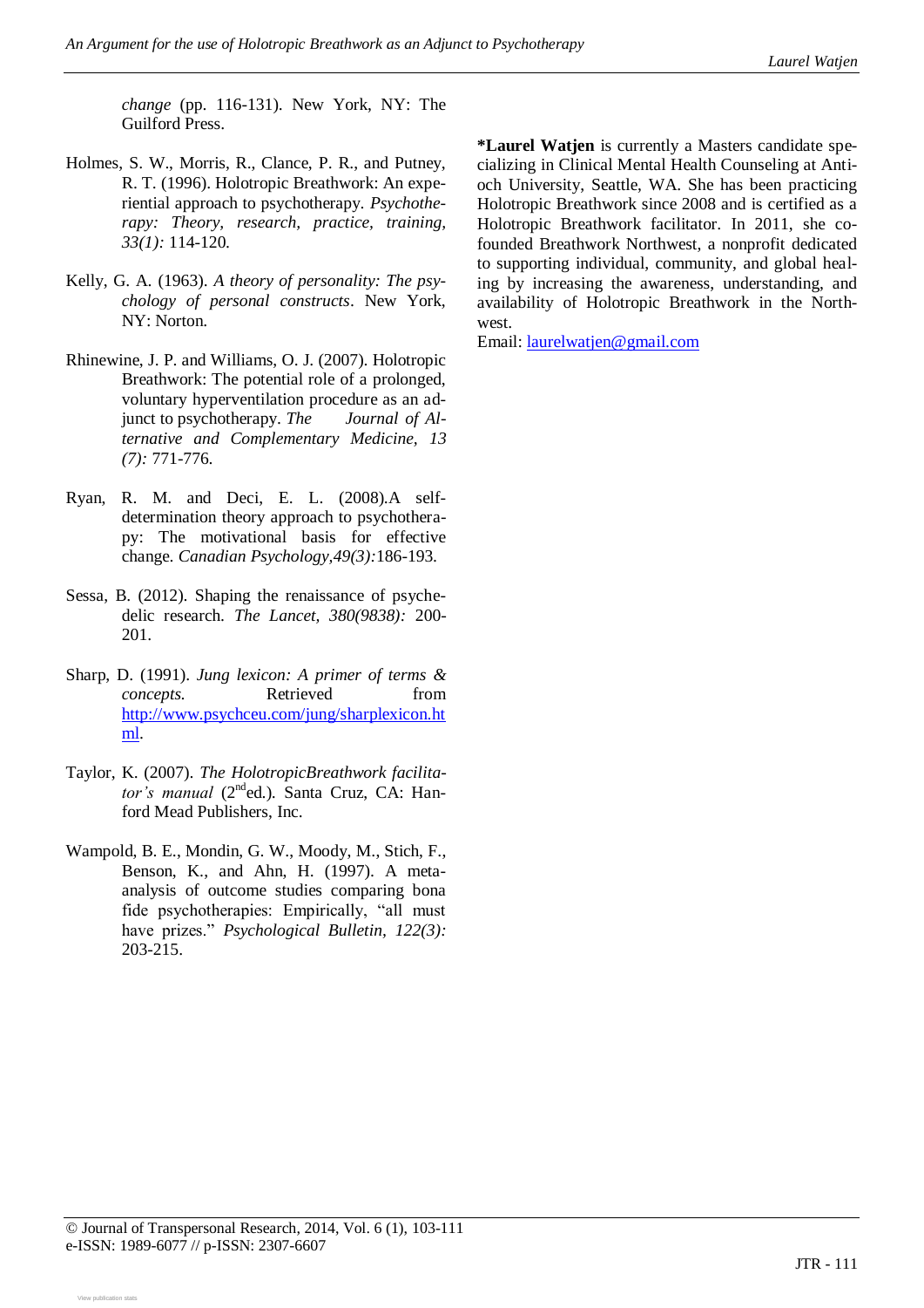*change* (pp. 116-131). New York, NY: The Guilford Press.

Holmes, S. W., Morris, R., Clance, P. R., and Putney, R. T. (1996). Holotropic Breathwork: An experiential approach to psychotherapy. *Psychotherapy: Theory, research, practice, training, 33(1):* 114-120.

Kelly, G. A. (1963). *A theory of personality: The psychology of personal constructs*. New York, NY: Norton.

Rhinewine, J. P. and Williams, O. J. (2007). Holotropic Breathwork: The potential role of a prolonged, voluntary hyperventilation procedure as an adjunct to psychotherapy. *The Journal of Alternative and Complementary Medicine, 13 (7):* 771-776.

Ryan, R. M. and Deci, E. L. (2008).A self-determination theory approach to psychotherapy: The motivational basis for effective change. *Canadian Psychology,49(3):*186-193.

Sessa, B. (2012). Shaping the renaissance of psychedelic research. *The Lancet, 380(9838):* 200-201.

Sharp, D. (1991). *Jung lexicon: A primer of terms & concepts.* Retrieved from http://www.psychceu.com/jung/sharplexicon.html.

Taylor, K. (2007). *The HolotropicBreathwork facilitator's manual* (2nd ed.). Santa Cruz, CA: Hanford Mead Publishers, Inc.

Wampold, B. E., Mondin, G. W., Moody, M., Stich, F., Benson, K., and Ahn, H. (1997). A meta-analysis of outcome studies comparing bona fide psychotherapies: Empirically, "all must have prizes." *Psychological Bulletin, 122(3):* 203-215.

**\*Laurel Watjen** is currently a Masters candidate specializing in Clinical Mental Health Counseling at Antioch University, Seattle, WA. She has been practicing Holotropic Breathwork since 2008 and is certified as a Holotropic Breathwork facilitator. In 2011, she co-founded Breathwork Northwest, a nonprofit dedicated to supporting individual, community, and global healing by increasing the awareness, understanding, and availability of Holotropic Breathwork in the Northwest.

Email: laurelwatjen@gmail.com